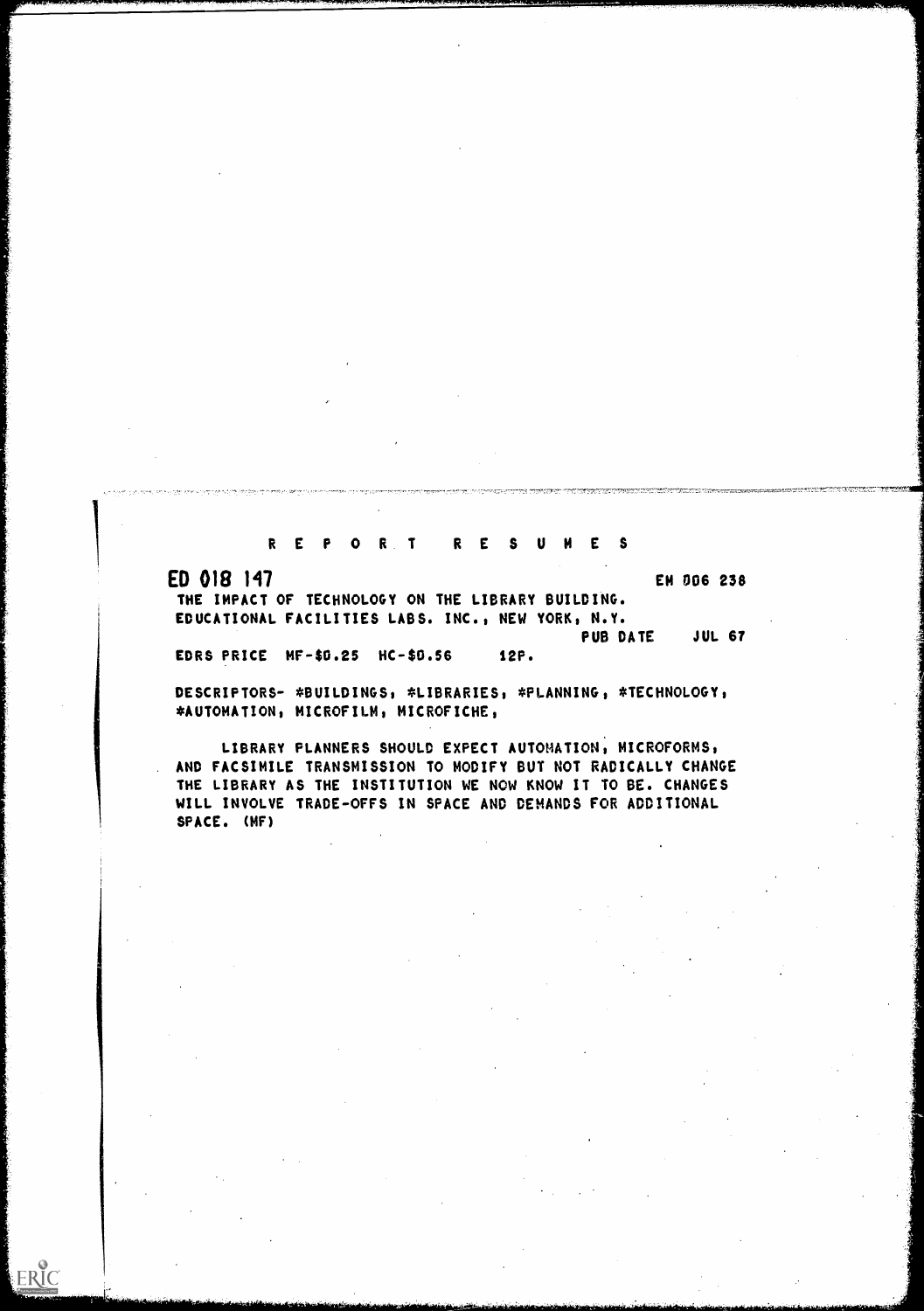# REPORT RESUMES

ED 018 147 EM 006 238

THE IMPACT OF TECHNOLOGY ON THE LIBRARY BUILDING.
EDUCATIONAL FACILITIES LABS. INC., NEW YORK, N.Y.

PUB DATE JUL 67

EDRS PRICE MF-$0.25 HC-$0.56 12P.

DESCRIPTORS- *BUILDINGS, *LIBRARIES, *PLANNING, *TECHNOLOGY, *AUTOMATION, MICROFILM, MICROFICHE,

LIBRARY PLANNERS SHOULD EXPECT AUTOMATION, MICROFORMS, AND FACSIMILE TRANSMISSION TO MODIFY BUT NOT RADICALLY CHANGE THE LIBRARY AS THE INSTITUTION WE NOW KNOW IT TO BE. CHANGES WILL INVOLVE TRADE-OFFS IN SPACE AND DEMANDS FOR ADDITIONAL SPACE. (MF)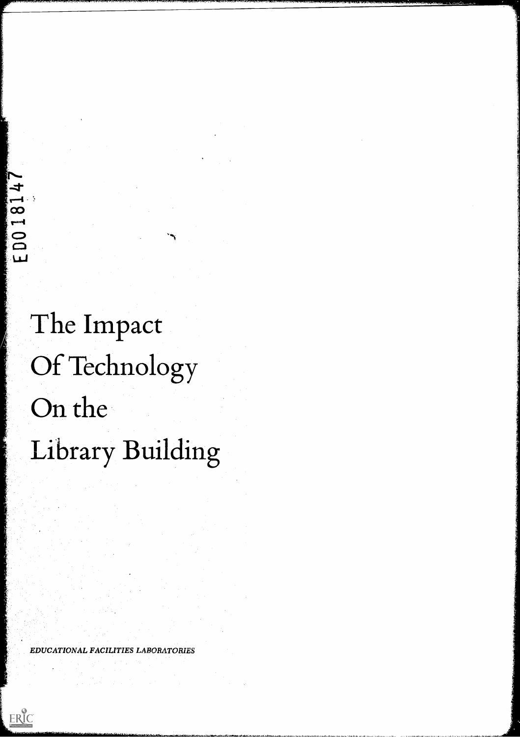ED018147

# The Impact Of Technology On the Library Building

*EDUCATIONAL FACILITIES LABORATORIES*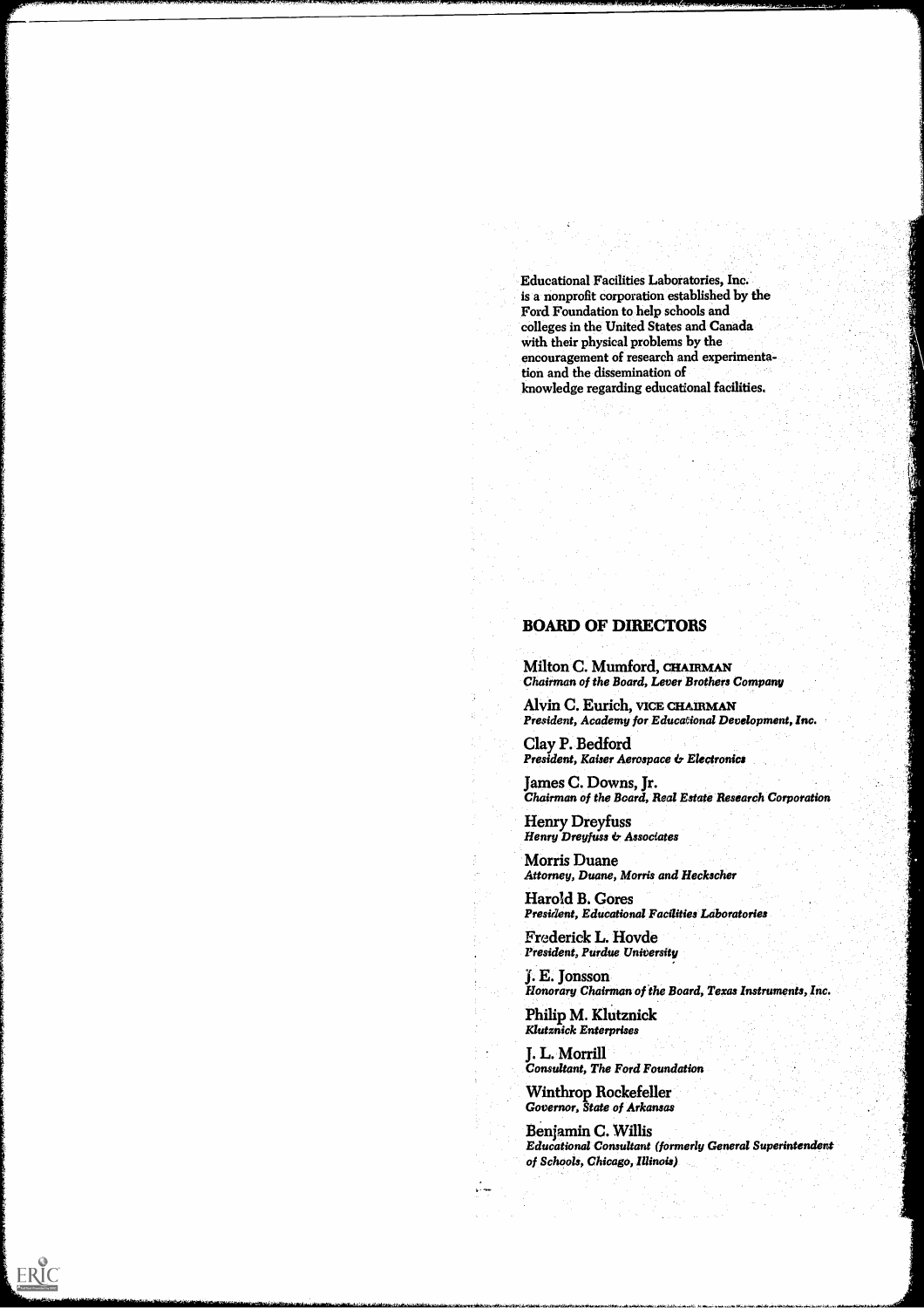Educational Facilities Laboratories, Inc. is a nonprofit corporation established by the Ford Foundation to help schools and colleges in the United States and Canada with their physical problems by the encouragement of research and experimentation and the dissemination of knowledge regarding educational facilities.

## BOARD OF DIRECTORS

Milton C. Mumford, CHAIRMAN
*Chairman of the Board, Lever Brothers Company*

Alvin C. Eurich, VICE CHAIRMAN
*President, Academy for Educational Development, Inc.*

Clay P. Bedford
*President, Kaiser Aerospace & Electronics*

James C. Downs, Jr.
*Chairman of the Board, Real Estate Research Corporation*

Henry Dreyfuss
*Henry Dreyfuss & Associates*

Morris Duane
*Attorney, Duane, Morris and Heckscher*

Harold B. Gores
*President, Educational Facilities Laboratories*

Frederick L. Hovde
*President, Purdue University*

J. E. Jonsson
*Honorary Chairman of the Board, Texas Instruments, Inc.*

Philip M. Klutznick
*Klutznick Enterprises*

J. L. Morrill
*Consultant, The Ford Foundation*

Winthrop Rockefeller
*Governor, State of Arkansas*

Benjamin C. Willis
*Educational Consultant (formerly General Superintendent of Schools, Chicago, Illinois)*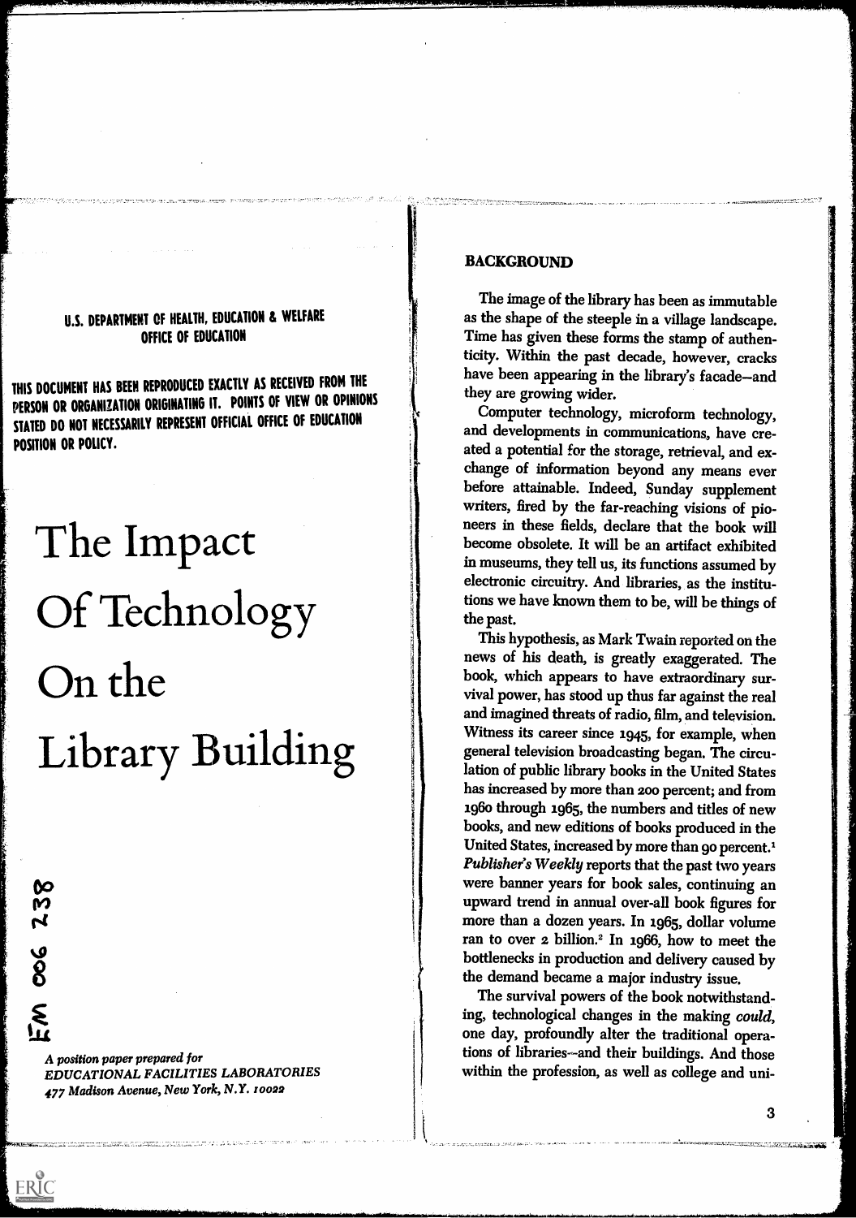U.S. DEPARTMENT OF HEALTH, EDUCATION & WELFARE
OFFICE OF EDUCATION

THIS DOCUMENT HAS BEEN REPRODUCED EXACTLY AS RECEIVED FROM THE PERSON OR ORGANIZATION ORIGINATING IT. POINTS OF VIEW OR OPINIONS STATED DO NOT NECESSARILY REPRESENT OFFICIAL OFFICE OF EDUCATION POSITION OR POLICY.

# The Impact Of Technology On the Library Building

EM 006 238

*A position paper prepared for*
*EDUCATIONAL FACILITIES LABORATORIES*
*477 Madison Avenue, New York, N.Y. 10022*

## BACKGROUND

The image of the library has been as immutable as the shape of the steeple in a village landscape. Time has given these forms the stamp of authenticity. Within the past decade, however, cracks have been appearing in the library's facade—and they are growing wider.

Computer technology, microform technology, and developments in communications, have created a potential for the storage, retrieval, and exchange of information beyond any means ever before attainable. Indeed, Sunday supplement writers, fired by the far-reaching visions of pioneers in these fields, declare that the book will become obsolete. It will be an artifact exhibited in museums, they tell us, its functions assumed by electronic circuitry. And libraries, as the institutions we have known them to be, will be things of the past.

This hypothesis, as Mark Twain reported on the news of his death, is greatly exaggerated. The book, which appears to have extraordinary survival power, has stood up thus far against the real and imagined threats of radio, film, and television. Witness its career since 1945, for example, when general television broadcasting began. The circulation of public library books in the United States has increased by more than 200 percent; and from 1960 through 1965, the numbers and titles of new books, and new editions of books produced in the United States, increased by more than 90 percent.[1] *Publisher's Weekly* reports that the past two years were banner years for book sales, continuing an upward trend in annual over-all book figures for more than a dozen years. In 1965, dollar volume ran to over 2 billion.[2] In 1966, how to meet the bottlenecks in production and delivery caused by the demand became a major industry issue.

The survival powers of the book notwithstanding, technological changes in the making *could*, one day, profoundly alter the traditional operations of libraries—and their buildings. And those within the profession, as well as college and uni-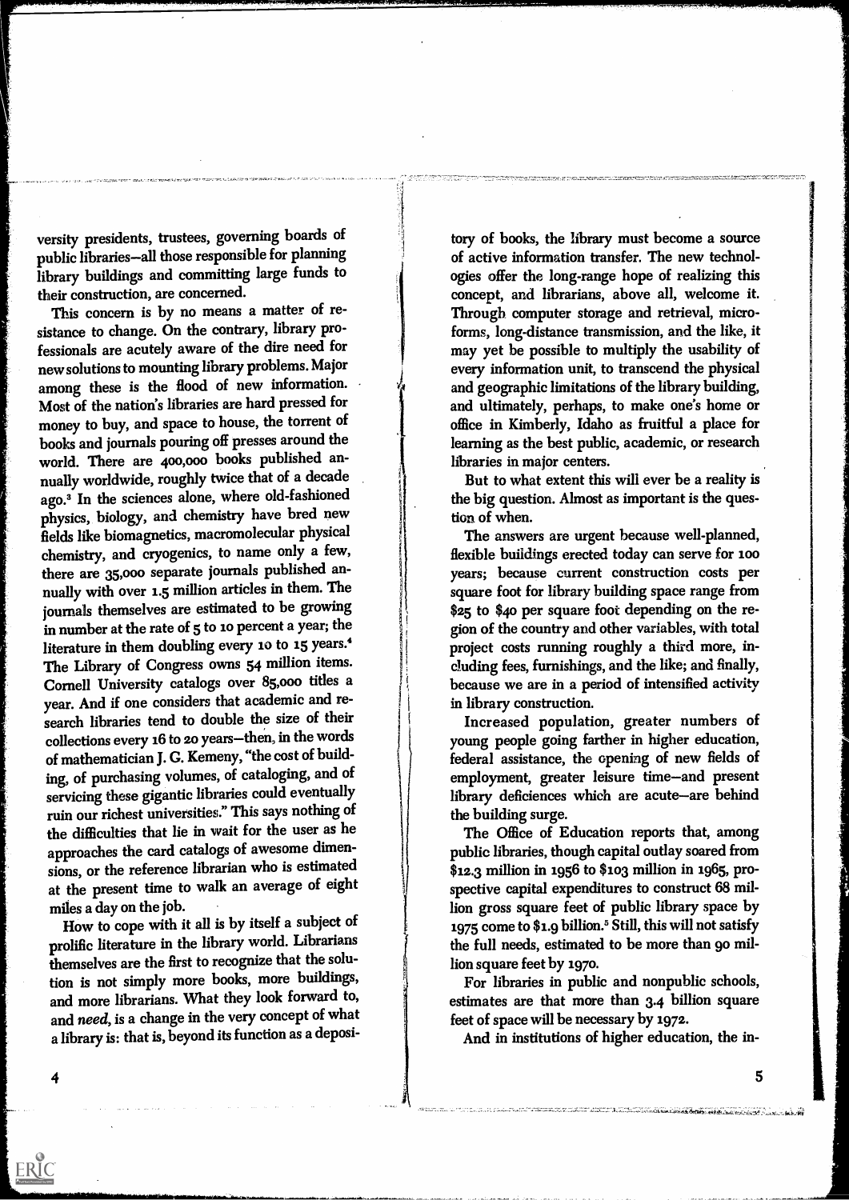versity presidents, trustees, governing boards of public libraries—all those responsible for planning library buildings and committing large funds to their construction, are concerned.

This concern is by no means a matter of resistance to change. On the contrary, library professionals are acutely aware of the dire need for new solutions to mounting library problems. Major among these is the flood of new information. Most of the nation's libraries are hard pressed for money to buy, and space to house, the torrent of books and journals pouring off presses around the world. There are 400,000 books published annually worldwide, roughly twice that of a decade ago.[3] In the sciences alone, where old-fashioned physics, biology, and chemistry have bred new fields like biomagnetics, macromolecular physical chemistry, and cryogenics, to name only a few, there are 35,000 separate journals published annually with over 1.5 million articles in them. The journals themselves are estimated to be growing in number at the rate of 5 to 10 percent a year; the literature in them doubling every 10 to 15 years.[4] The Library of Congress owns 54 million items. Cornell University catalogs over 85,000 titles a year. And if one considers that academic and research libraries tend to double the size of their collections every 16 to 20 years—then, in the words of mathematician J. G. Kemeny, "the cost of building, of purchasing volumes, of cataloging, and of servicing these gigantic libraries could eventually ruin our richest universities." This says nothing of the difficulties that lie in wait for the user as he approaches the card catalogs of awesome dimensions, or the reference librarian who is estimated at the present time to walk an average of eight miles a day on the job.

How to cope with it all is by itself a subject of prolific literature in the library world. Librarians themselves are the first to recognize that the solution is not simply more books, more buildings, and more librarians. What they look forward to, and *need*, is a change in the very concept of what a library is: that is, beyond its function as a depository of books, the library must become a source of active information transfer. The new technologies offer the long-range hope of realizing this concept, and librarians, above all, welcome it. Through computer storage and retrieval, microforms, long-distance transmission, and the like, it may yet be possible to multiply the usability of every information unit, to transcend the physical and geographic limitations of the library building, and ultimately, perhaps, to make one's home or office in Kimberly, Idaho as fruitful a place for learning as the best public, academic, or research libraries in major centers.

But to what extent this will ever be a reality is the big question. Almost as important is the question of when.

The answers are urgent because well-planned, flexible buildings erected today can serve for 100 years; because current construction costs per square foot for library building space range from $25 to $40 per square foot depending on the region of the country and other variables, with total project costs running roughly a third more, including fees, furnishings, and the like; and finally, because we are in a period of intensified activity in library construction.

Increased population, greater numbers of young people going farther in higher education, federal assistance, the opening of new fields of employment, greater leisure time—and present library deficiences which are acute—are behind the building surge.

The Office of Education reports that, among public libraries, though capital outlay soared from $12.3 million in 1956 to $103 million in 1965, prospective capital expenditures to construct 68 million gross square feet of public library space by 1975 come to $1.9 billion.[5] Still, this will not satisfy the full needs, estimated to be more than 90 million square feet by 1970.

For libraries in public and nonpublic schools, estimates are that more than 3.4 billion square feet of space will be necessary by 1972.

And in institutions of higher education, the in-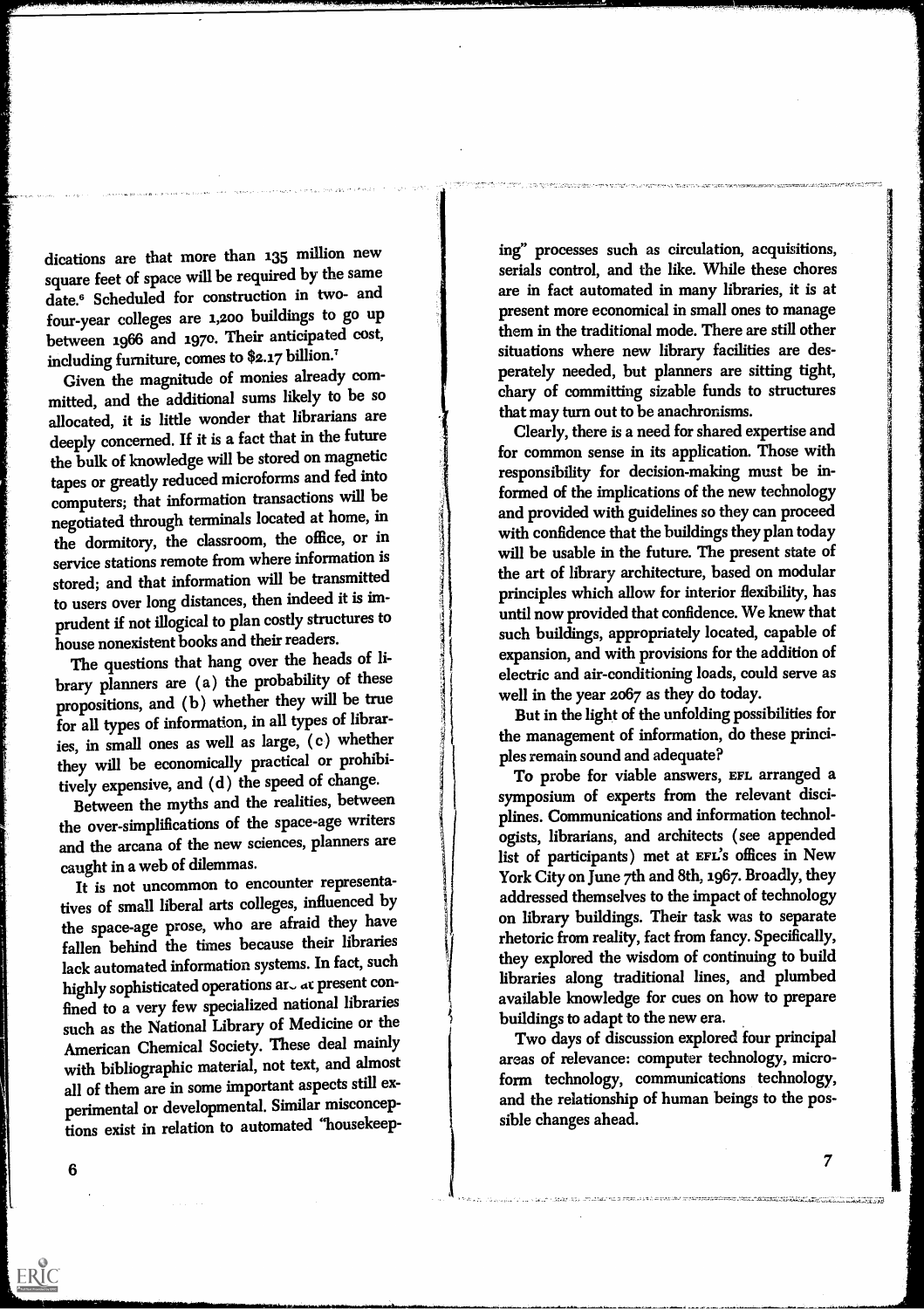dications are that more than 135 million new square feet of space will be required by the same date.[6] Scheduled for construction in two- and four-year colleges are 1,200 buildings to go up between 1966 and 1970. Their anticipated cost, including furniture, comes to $2.17 billion.[7]

Given the magnitude of monies already committed, and the additional sums likely to be so allocated, it is little wonder that librarians are deeply concerned. If it is a fact that in the future the bulk of knowledge will be stored on magnetic tapes or greatly reduced microforms and fed into computers; that information transactions will be negotiated through terminals located at home, in the dormitory, the classroom, the office, or in service stations remote from where information is stored; and that information will be transmitted to users over long distances, then indeed it is imprudent if not illogical to plan costly structures to house nonexistent books and their readers.

The questions that hang over the heads of library planners are (a) the probability of these propositions, and (b) whether they will be true for all types of information, in all types of libraries, in small ones as well as large, (c) whether they will be economically practical or prohibitively expensive, and (d) the speed of change.

Between the myths and the realities, between the over-simplifications of the space-age writers and the arcana of the new sciences, planners are caught in a web of dilemmas.

It is not uncommon to encounter representatives of small liberal arts colleges, influenced by the space-age prose, who are afraid they have fallen behind the times because their libraries lack automated information systems. In fact, such highly sophisticated operations are at present confined to a very few specialized national libraries such as the National Library of Medicine or the American Chemical Society. These deal mainly with bibliographic material, not text, and almost all of them are in some important aspects still experimental or developmental. Similar misconceptions exist in relation to automated "housekeeping" processes such as circulation, acquisitions, serials control, and the like. While these chores are in fact automated in many libraries, it is at present more economical in small ones to manage them in the traditional mode. There are still other situations where new library facilities are desperately needed, but planners are sitting tight, chary of committing sizable funds to structures that may turn out to be anachronisms.

Clearly, there is a need for shared expertise and for common sense in its application. Those with responsibility for decision-making must be informed of the implications of the new technology and provided with guidelines so they can proceed with confidence that the buildings they plan today will be usable in the future. The present state of the art of library architecture, based on modular principles which allow for interior flexibility, has until now provided that confidence. We knew that such buildings, appropriately located, capable of expansion, and with provisions for the addition of electric and air-conditioning loads, could serve as well in the year 2067 as they do today.

But in the light of the unfolding possibilities for the management of information, do these principles remain sound and adequate?

To probe for viable answers, EFL arranged a symposium of experts from the relevant disciplines. Communications and information technologists, librarians, and architects (see appended list of participants) met at EFL's offices in New York City on June 7th and 8th, 1967. Broadly, they addressed themselves to the impact of technology on library buildings. Their task was to separate rhetoric from reality, fact from fancy. Specifically, they explored the wisdom of continuing to build libraries along traditional lines, and plumbed available knowledge for cues on how to prepare buildings to adapt to the new era.

Two days of discussion explored four principal areas of relevance: computer technology, microform technology, communications technology, and the relationship of human beings to the possible changes ahead.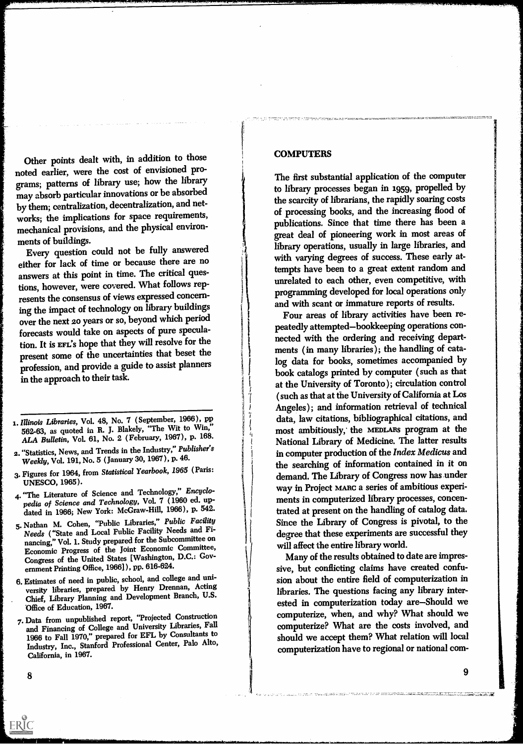Other points dealt with, in addition to those noted earlier, were the cost of envisioned programs; patterns of library use; how the library may absorb particular innovations or be absorbed by them; centralization, decentralization, and networks; the implications for space requirements, mechanical provisions, and the physical environments of buildings.

Every question could not be fully answered either for lack of time or because there are no answers at this point in time. The critical questions, however, were covered. What follows represents the consensus of views expressed concerning the impact of technology on library buildings over the next 20 years or so, beyond which period forecasts would take on aspects of pure speculation. It is EFL's hope that they will resolve for the present some of the uncertainties that beset the profession, and provide a guide to assist planners in the approach to their task.

1. *Illinois Libraries*, Vol. 48, No. 7 (September, 1966), pp 562-63, as quoted in R. J. Blakely, "The Wit to Win," *ALA Bulletin*, Vol. 61, No. 2 (February, 1967), p. 168.
2. "Statistics, News, and Trends in the Industry," *Publisher's Weekly*, Vol. 191, No. 5 (January 30, 1967), p. 46.
3. Figures for 1964, from *Statistical Yearbook, 1965* (Paris: UNESCO, 1965).
4. "The Literature of Science and Technology," *Encyclopedia of Science and Technology*, Vol. 7 (1960 ed. updated in 1966; New York: McGraw-Hill, 1966), p. 542.
5. Nathan M. Cohen, "Public Libraries," *Public Facility Needs* ("State and Local Public Facility Needs and Financing," Vol. 1. Study prepared for the Subcommittee on Economic Progress of the Joint Economic Committee, Congress of the United States [Washington, D.C.: Government Printing Office, 1966]), pp. 616-624.
6. Estimates of need in public, school, and college and university libraries, prepared by Henry Drennan, Acting Chief, Library Planning and Development Branch, U.S. Office of Education, 1967.
7. Data from unpublished report, "Projected Construction and Financing of College and University Libraries, Fall 1966 to Fall 1970," prepared for EFL by Consultants to Industry, Inc., Stanford Professional Center, Palo Alto, California, in 1967.

## COMPUTERS

The first substantial application of the computer to library processes began in 1959, propelled by the scarcity of librarians, the rapidly soaring costs of processing books, and the increasing flood of publications. Since that time there has been a great deal of pioneering work in most areas of library operations, usually in large libraries, and with varying degrees of success. These early attempts have been to a great extent random and unrelated to each other, even competitive, with programming developed for local operations only and with scant or immature reports of results.

Four areas of library activities have been repeatedly attempted—bookkeeping operations connected with the ordering and receiving departments (in many libraries); the handling of catalog data for books, sometimes accompanied by book catalogs printed by computer (such as that at the University of Toronto); circulation control (such as that at the University of California at Los Angeles); and information retrieval of technical data, law citations, bibliographical citations, and most ambitiously, the MEDLARS program at the National Library of Medicine. The latter results in computer production of the *Index Medicus* and the searching of information contained in it on demand. The Library of Congress now has under way in Project MARC a series of ambitious experiments in computerized library processes, concentrated at present on the handling of catalog data. Since the Library of Congress is pivotal, to the degree that these experiments are successful they will affect the entire library world.

Many of the results obtained to date are impressive, but conflicting claims have created confusion about the entire field of computerization in libraries. The questions facing any library interested in computerization today are—Should we computerize, when, and why? What should we computerize? What are the costs involved, and should we accept them? What relation will local computerization have to regional or national com-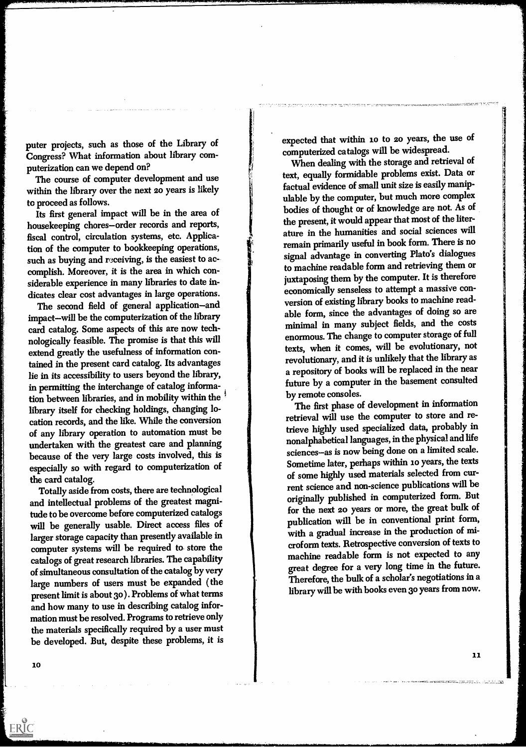puter projects, such as those of the Library of Congress? What information about library computerization can we depend on?

The course of computer development and use within the library over the next 20 years is likely to proceed as follows.

Its first general impact will be in the area of housekeeping chores—order records and reports, fiscal control, circulation systems, etc. Application of the computer to bookkeeping operations, such as buying and receiving, is the easiest to accomplish. Moreover, it is the area in which considerable experience in many libraries to date indicates clear cost advantages in large operations.

The second field of general application—and impact—will be the computerization of the library card catalog. Some aspects of this are now technologically feasible. The promise is that this will extend greatly the usefulness of information contained in the present card catalog. Its advantages lie in its accessibility to users beyond the library, in permitting the interchange of catalog information between libraries, and in mobility within the library itself for checking holdings, changing location records, and the like. While the conversion of any library operation to automation must be undertaken with the greatest care and planning because of the very large costs involved, this is especially so with regard to computerization of the card catalog.

Totally aside from costs, there are technological and intellectual problems of the greatest magnitude to be overcome before computerized catalogs will be generally usable. Direct access files of larger storage capacity than presently available in computer systems will be required to store the catalogs of great research libraries. The capability of simultaneous consultation of the catalog by very large numbers of users must be expanded (the present limit is about 30). Problems of what terms and how many to use in describing catalog information must be resolved. Programs to retrieve only the materials specifically required by a user must be developed. But, despite these problems, it is expected that within 10 to 20 years, the use of computerized catalogs will be widespread.

When dealing with the storage and retrieval of text, equally formidable problems exist. Data or factual evidence of small unit size is easily manipulable by the computer, but much more complex bodies of thought or of knowledge are not. As of the present, it would appear that most of the literature in the humanities and social sciences will remain primarily useful in book form. There is no signal advantage in converting Plato's dialogues to machine readable form and retrieving them or juxtaposing them by the computer. It is therefore economically senseless to attempt a massive conversion of existing library books to machine readable form, since the advantages of doing so are minimal in many subject fields, and the costs enormous. The change to computer storage of full texts, when it comes, will be evolutionary, not revolutionary, and it is unlikely that the library as a repository of books will be replaced in the near future by a computer in the basement consulted by remote consoles.

The first phase of development in information retrieval will use the computer to store and retrieve highly used specialized data, probably in nonalphabetical languages, in the physical and life sciences—as is now being done on a limited scale. Sometime later, perhaps within 10 years, the texts of some highly used materials selected from current science and non-science publications will be originally published in computerized form. But for the next 20 years or more, the great bulk of publication will be in conventional print form, with a gradual increase in the production of microform texts. Retrospective conversion of texts to machine readable form is not expected to any great degree for a very long time in the future. Therefore, the bulk of a scholar's negotiations in a library will be with books even 30 years from now.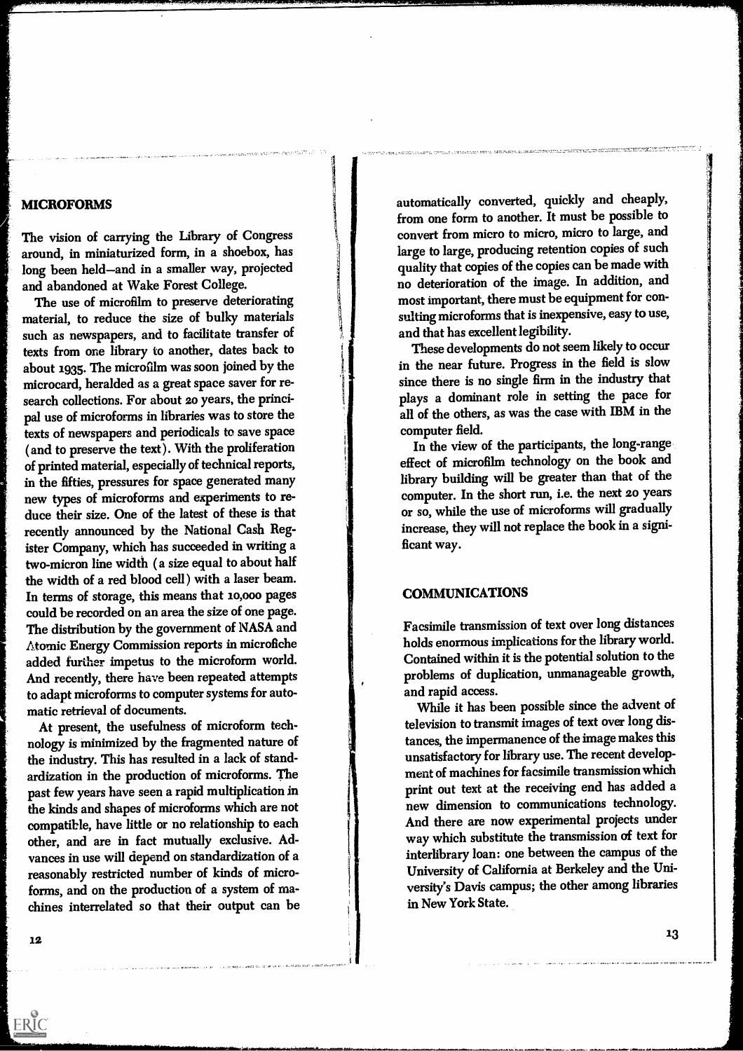## MICROFORMS

The vision of carrying the Library of Congress around, in miniaturized form, in a shoebox, has long been held—and in a smaller way, projected and abandoned at Wake Forest College.

The use of microfilm to preserve deteriorating material, to reduce the size of bulky materials such as newspapers, and to facilitate transfer of texts from one library to another, dates back to about 1935. The microfilm was soon joined by the microcard, heralded as a great space saver for research collections. For about 20 years, the principal use of microforms in libraries was to store the texts of newspapers and periodicals to save space (and to preserve the text). With the proliferation of printed material, especially of technical reports, in the fifties, pressures for space generated many new types of microforms and experiments to reduce their size. One of the latest of these is that recently announced by the National Cash Register Company, which has succeeded in writing a two-micron line width (a size equal to about half the width of a red blood cell) with a laser beam. In terms of storage, this means that 10,000 pages could be recorded on an area the size of one page. The distribution by the government of NASA and Atomic Energy Commission reports in microfiche added further impetus to the microform world. And recently, there have been repeated attempts to adapt microforms to computer systems for automatic retrieval of documents.

At present, the usefulness of microform technology is minimized by the fragmented nature of the industry. This has resulted in a lack of standardization in the production of microforms. The past few years have seen a rapid multiplication in the kinds and shapes of microforms which are not compatible, have little or no relationship to each other, and are in fact mutually exclusive. Advances in use will depend on standardization of a reasonably restricted number of kinds of microforms, and on the production of a system of machines interrelated so that their output can be automatically converted, quickly and cheaply, from one form to another. It must be possible to convert from micro to micro, micro to large, and large to large, producing retention copies of such quality that copies of the copies can be made with no deterioration of the image. In addition, and most important, there must be equipment for consulting microforms that is inexpensive, easy to use, and that has excellent legibility.

These developments do not seem likely to occur in the near future. Progress in the field is slow since there is no single firm in the industry that plays a dominant role in setting the pace for all of the others, as was the case with IBM in the computer field.

In the view of the participants, the long-range effect of microfilm technology on the book and library building will be greater than that of the computer. In the short run, i.e. the next 20 years or so, while the use of microforms will gradually increase, they will not replace the book in a significant way.

## COMMUNICATIONS

Facsimile transmission of text over long distances holds enormous implications for the library world. Contained within it is the potential solution to the problems of duplication, unmanageable growth, and rapid access.

While it has been possible since the advent of television to transmit images of text over long distances, the impermanence of the image makes this unsatisfactory for library use. The recent development of machines for facsimile transmission which print out text at the receiving end has added a new dimension to communications technology. And there are now experimental projects under way which substitute the transmission of text for interlibrary loan: one between the campus of the University of California at Berkeley and the University's Davis campus; the other among libraries in New York State.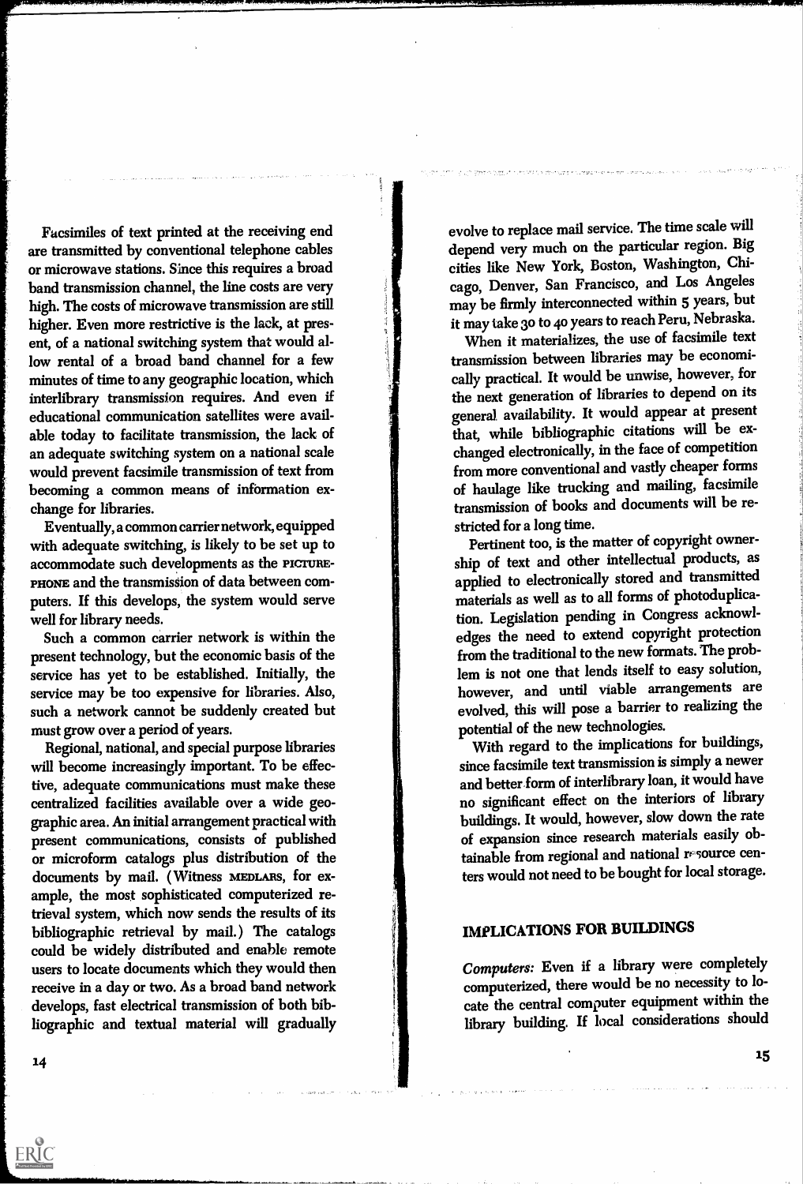Facsimiles of text printed at the receiving end are transmitted by conventional telephone cables or microwave stations. Since this requires a broad band transmission channel, the line costs are very high. The costs of microwave transmission are still higher. Even more restrictive is the lack, at present, of a national switching system that would allow rental of a broad band channel for a few minutes of time to any geographic location, which interlibrary transmission requires. And even if educational communication satellites were available today to facilitate transmission, the lack of an adequate switching system on a national scale would prevent facsimile transmission of text from becoming a common means of information exchange for libraries.

Eventually, a common carrier network, equipped with adequate switching, is likely to be set up to accommodate such developments as the PICTUREPHONE and the transmission of data between computers. If this develops, the system would serve well for library needs.

Such a common carrier network is within the present technology, but the economic basis of the service has yet to be established. Initially, the service may be too expensive for libraries. Also, such a network cannot be suddenly created but must grow over a period of years.

Regional, national, and special purpose libraries will become increasingly important. To be effective, adequate communications must make these centralized facilities available over a wide geographic area. An initial arrangement practical with present communications, consists of published or microform catalogs plus distribution of the documents by mail. (Witness MEDLARS, for example, the most sophisticated computerized retrieval system, which now sends the results of its bibliographic retrieval by mail.) The catalogs could be widely distributed and enable remote users to locate documents which they would then receive in a day or two. As a broad band network develops, fast electrical transmission of both bibliographic and textual material will gradually evolve to replace mail service. The time scale will depend very much on the particular region. Big cities like New York, Boston, Washington, Chicago, Denver, San Francisco, and Los Angeles may be firmly interconnected within 5 years, but it may take 30 to 40 years to reach Peru, Nebraska.

When it materializes, the use of facsimile text transmission between libraries may be economically practical. It would be unwise, however, for the next generation of libraries to depend on its general availability. It would appear at present that, while bibliographic citations will be exchanged electronically, in the face of competition from more conventional and vastly cheaper forms of haulage like trucking and mailing, facsimile transmission of books and documents will be restricted for a long time.

Pertinent too, is the matter of copyright ownership of text and other intellectual products, as applied to electronically stored and transmitted materials as well as to all forms of photoduplication. Legislation pending in Congress acknowledges the need to extend copyright protection from the traditional to the new formats. The problem is not one that lends itself to easy solution, however, and until viable arrangements are evolved, this will pose a barrier to realizing the potential of the new technologies.

With regard to the implications for buildings, since facsimile text transmission is simply a newer and better form of interlibrary loan, it would have no significant effect on the interiors of library buildings. It would, however, slow down the rate of expansion since research materials easily obtainable from regional and national resource centers would not need to be bought for local storage.

## IMPLICATIONS FOR BUILDINGS

*Computers:* Even if a library were completely computerized, there would be no necessity to locate the central computer equipment within the library building. If local considerations should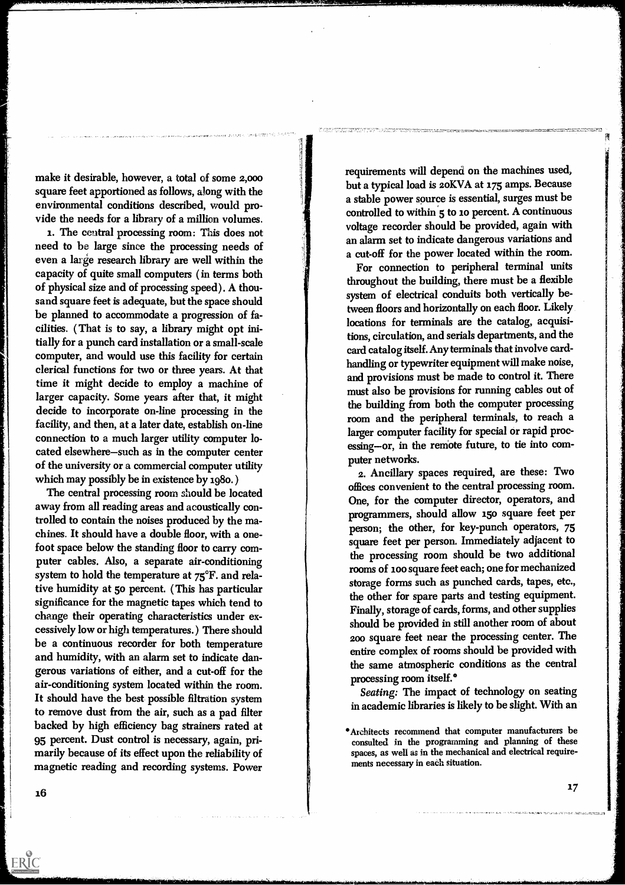make it desirable, however, a total of some 2,000 square feet apportioned as follows, along with the environmental conditions described, would provide the needs for a library of a million volumes.

1. The central processing room: This does not need to be large since the processing needs of even a large research library are well within the capacity of quite small computers (in terms both of physical size and of processing speed). A thousand square feet is adequate, but the space should be planned to accommodate a progression of facilities. (That is to say, a library might opt initially for a punch card installation or a small-scale computer, and would use this facility for certain clerical functions for two or three years. At that time it might decide to employ a machine of larger capacity. Some years after that, it might decide to incorporate on-line processing in the facility, and then, at a later date, establish on-line connection to a much larger utility computer located elsewhere—such as in the computer center of the university or a commercial computer utility which may possibly be in existence by 1980.)

The central processing room should be located away from all reading areas and acoustically controlled to contain the noises produced by the machines. It should have a double floor, with a one-foot space below the standing floor to carry computer cables. Also, a separate air-conditioning system to hold the temperature at 75°F. and relative humidity at 50 percent. (This has particular significance for the magnetic tapes which tend to change their operating characteristics under excessively low or high temperatures.) There should be a continuous recorder for both temperature and humidity, with an alarm set to indicate dangerous variations of either, and a cut-off for the air-conditioning system located within the room. It should have the best possible filtration system to remove dust from the air, such as a pad filter backed by high efficiency bag strainers rated at 95 percent. Dust control is necessary, again, primarily because of its effect upon the reliability of magnetic reading and recording systems. Power requirements will depend on the machines used, but a typical load is 20KVA at 175 amps. Because a stable power source is essential, surges must be controlled to within 5 to 10 percent. A continuous voltage recorder should be provided, again with an alarm set to indicate dangerous variations and a cut-off for the power located within the room.

For connection to peripheral terminal units throughout the building, there must be a flexible system of electrical conduits both vertically between floors and horizontally on each floor. Likely locations for terminals are the catalog, acquisitions, circulation, and serials departments, and the card catalog itself. Any terminals that involve card-handling or typewriter equipment will make noise, and provisions must be made to control it. There must also be provisions for running cables out of the building from both the computer processing room and the peripheral terminals, to reach a larger computer facility for special or rapid processing—or, in the remote future, to tie into computer networks.

2. Ancillary spaces required, are these: Two offices convenient to the central processing room. One, for the computer director, operators, and programmers, should allow 150 square feet per person; the other, for key-punch operators, 75 square feet per person. Immediately adjacent to the processing room should be two additional rooms of 100 square feet each; one for mechanized storage forms such as punched cards, tapes, etc., the other for spare parts and testing equipment. Finally, storage of cards, forms, and other supplies should be provided in still another room of about 200 square feet near the processing center. The entire complex of rooms should be provided with the same atmospheric conditions as the central processing room itself.*

*Seating:* The impact of technology on seating in academic libraries is likely to be slight. With an

*Architects recommend that computer manufacturers be consulted in the programming and planning of these spaces, as well as in the mechanical and electrical requirements necessary in each situation.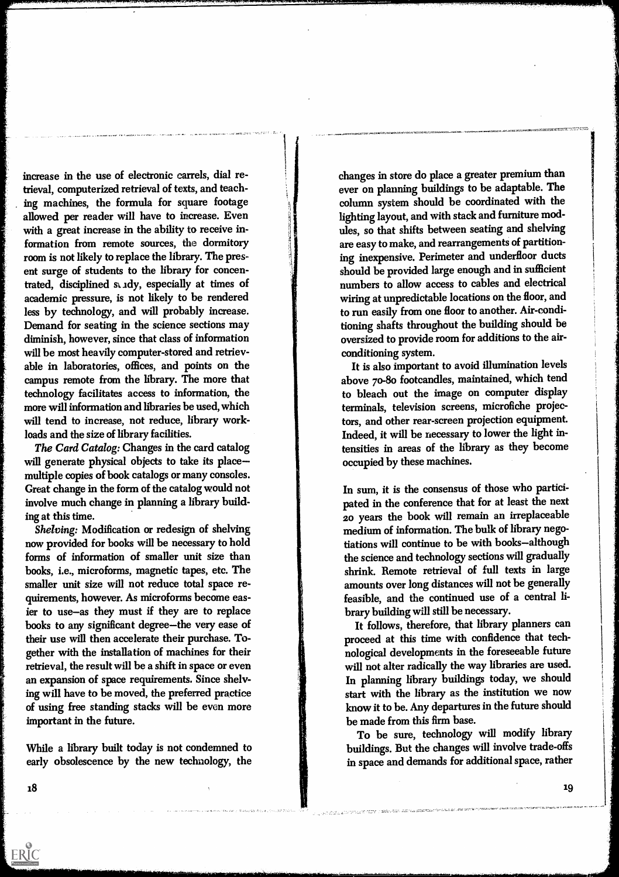increase in the use of electronic carrels, dial retrieval, computerized retrieval of texts, and teaching machines, the formula for square footage allowed per reader will have to increase. Even with a great increase in the ability to receive information from remote sources, the dormitory room is not likely to replace the library. The present surge of students to the library for concentrated, disciplined study, especially at times of academic pressure, is not likely to be rendered less by technology, and will probably increase. Demand for seating in the science sections may diminish, however, since that class of information will be most heavily computer-stored and retrievable in laboratories, offices, and points on the campus remote from the library. The more that technology facilitates access to information, the more will information and libraries be used, which will tend to increase, not reduce, library workloads and the size of library facilities.

*The Card Catalog:* Changes in the card catalog will generate physical objects to take its place—multiple copies of book catalogs or many consoles. Great change in the form of the catalog would not involve much change in planning a library building at this time.

*Shelving:* Modification or redesign of shelving now provided for books will be necessary to hold forms of information of smaller unit size than books, i.e., microforms, magnetic tapes, etc. The smaller unit size will not reduce total space requirements, however. As microforms become easier to use—as they must if they are to replace books to any significant degree—the very ease of their use will then accelerate their purchase. Together with the installation of machines for their retrieval, the result will be a shift in space or even an expansion of space requirements. Since shelving will have to be moved, the preferred practice of using free standing stacks will be even more important in the future.

While a library built today is not condemned to early obsolescence by the new technology, the changes in store do place a greater premium than ever on planning buildings to be adaptable. The column system should be coordinated with the lighting layout, and with stack and furniture modules, so that shifts between seating and shelving are easy to make, and rearrangements of partitioning inexpensive. Perimeter and underfloor ducts should be provided large enough and in sufficient numbers to allow access to cables and electrical wiring at unpredictable locations on the floor, and to run easily from one floor to another. Air-conditioning shafts throughout the building should be oversized to provide room for additions to the air-conditioning system.

It is also important to avoid illumination levels above 70-80 footcandles, maintained, which tend to bleach out the image on computer display terminals, television screens, microfiche projectors, and other rear-screen projection equipment. Indeed, it will be necessary to lower the light intensities in areas of the library as they become occupied by these machines.

In sum, it is the consensus of those who participated in the conference that for at least the next 20 years the book will remain an irreplaceable medium of information. The bulk of library negotiations will continue to be with books—although the science and technology sections will gradually shrink. Remote retrieval of full texts in large amounts over long distances will not be generally feasible, and the continued use of a central library building will still be necessary.

It follows, therefore, that library planners can proceed at this time with confidence that technological developments in the foreseeable future will not alter radically the way libraries are used. In planning library buildings today, we should start with the library as the institution we now know it to be. Any departures in the future should be made from this firm base.

To be sure, technology will modify library buildings. But the changes will involve trade-offs in space and demands for additional space, rather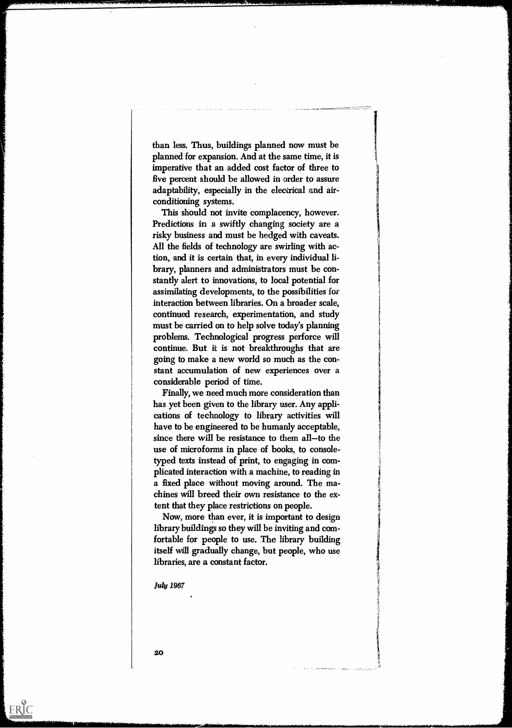than less. Thus, buildings planned now must be planned for expansion. And at the same time, it is imperative that an added cost factor of three to five percent should be allowed in order to assure adaptability, especially in the electrical and air-conditioning systems.

This should not invite complacency, however. Predictions in a swiftly changing society are a risky business and must be hedged with caveats. All the fields of technology are swirling with action, and it is certain that, in every individual library, planners and administrators must be constantly alert to innovations, to local potential for assimilating developments, to the possibilities for interaction between libraries. On a broader scale, continued research, experimentation, and study must be carried on to help solve today's planning problems. Technological progress perforce will continue. But it is not breakthroughs that are going to make a new world so much as the constant accumulation of new experiences over a considerable period of time.

Finally, we need much more consideration than has yet been given to the library user. Any applications of technology to library activities will have to be engineered to be humanly acceptable, since there will be resistance to them all—to the use of microforms in place of books, to console-typed texts instead of print, to engaging in complicated interaction with a machine, to reading in a fixed place without moving around. The machines will breed their own resistance to the extent that they place restrictions on people.

Now, more than ever, it is important to design library buildings so they will be inviting and comfortable for people to use. The library building itself will gradually change, but people, who use libraries, are a constant factor.

*July 1967*